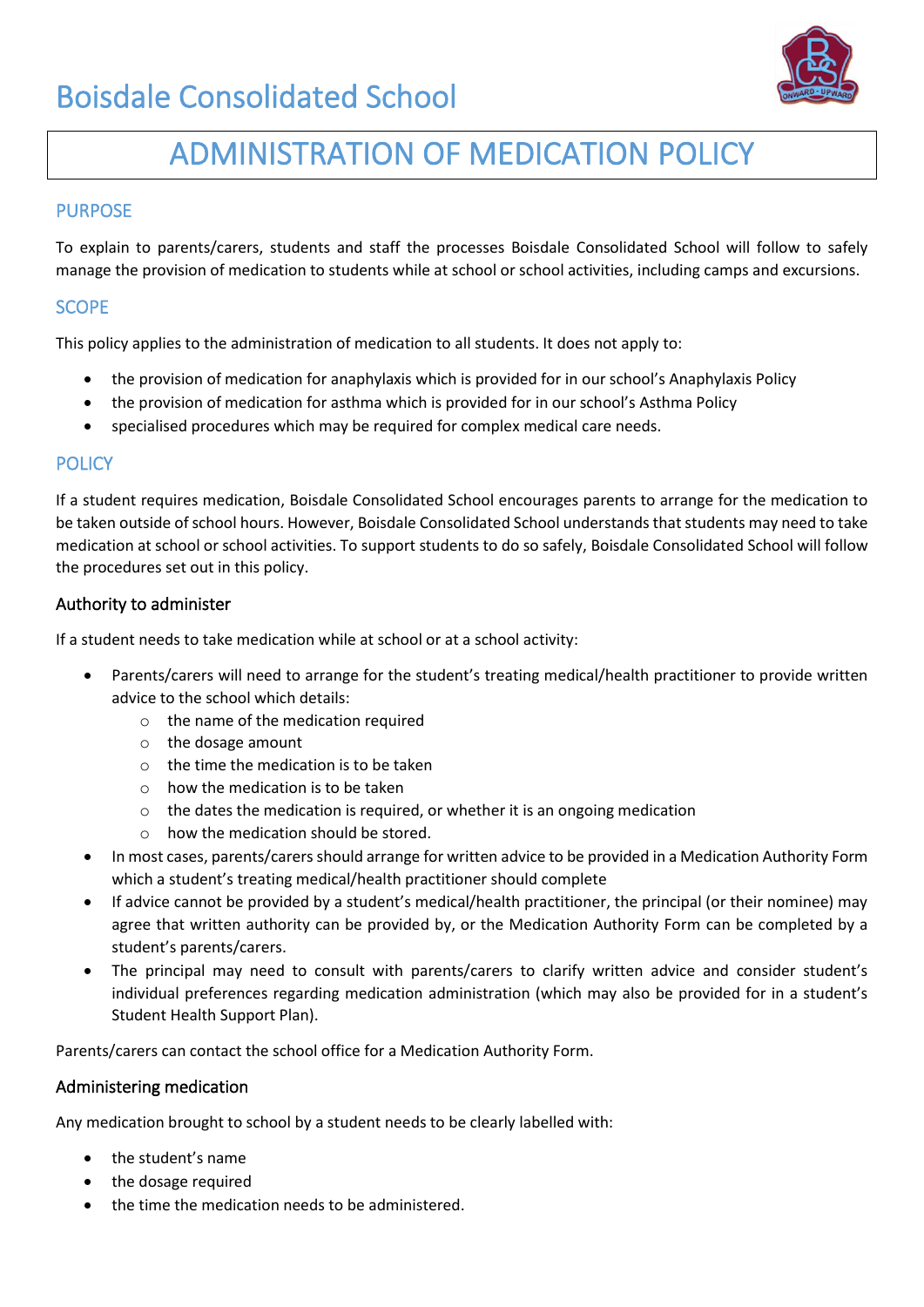# Boisdale Consolidated School

## ADMINISTRATION OF MEDICATION POLICY

### PURPOSE

To explain to parents/carers, students and staff the processes Boisdale Consolidated School will follow to safely manage the provision of medication to students while at school or school activities, including camps and excursions.

### SCOPE

This policy applies to the administration of medication to all students. It does not apply to:

- the provision of medication for anaphylaxis which is provided for in our school's Anaphylaxis Policy
- the provision of medication for asthma which is provided for in our school's Asthma Policy
- specialised procedures which may be required for complex medical care needs.

### POLICY

If a student requires medication, Boisdale Consolidated School encourages parents to arrange for the medication to be taken outside of school hours. However, Boisdale Consolidated School understands that students may need to take medication at school or school activities. To support students to do so safely, Boisdale Consolidated School will follow the procedures set out in this policy.

#### Authority to administer

If a student needs to take medication while at school or at a school activity:

- Parents/carers will need to arrange for the student's treating medical/health practitioner to provide written advice to the school which details:
  - the name of the medication required
  - the dosage amount
  - the time the medication is to be taken
  - how the medication is to be taken
  - the dates the medication is required, or whether it is an ongoing medication
  - how the medication should be stored.
- In most cases, parents/carers should arrange for written advice to be provided in a Medication Authority Form which a student's treating medical/health practitioner should complete
- If advice cannot be provided by a student's medical/health practitioner, the principal (or their nominee) may agree that written authority can be provided by, or the Medication Authority Form can be completed by a student's parents/carers.
- The principal may need to consult with parents/carers to clarify written advice and consider student's individual preferences regarding medication administration (which may also be provided for in a student's Student Health Support Plan).

Parents/carers can contact the school office for a Medication Authority Form.

#### Administering medication

Any medication brought to school by a student needs to be clearly labelled with:

- the student's name
- the dosage required
- the time the medication needs to be administered.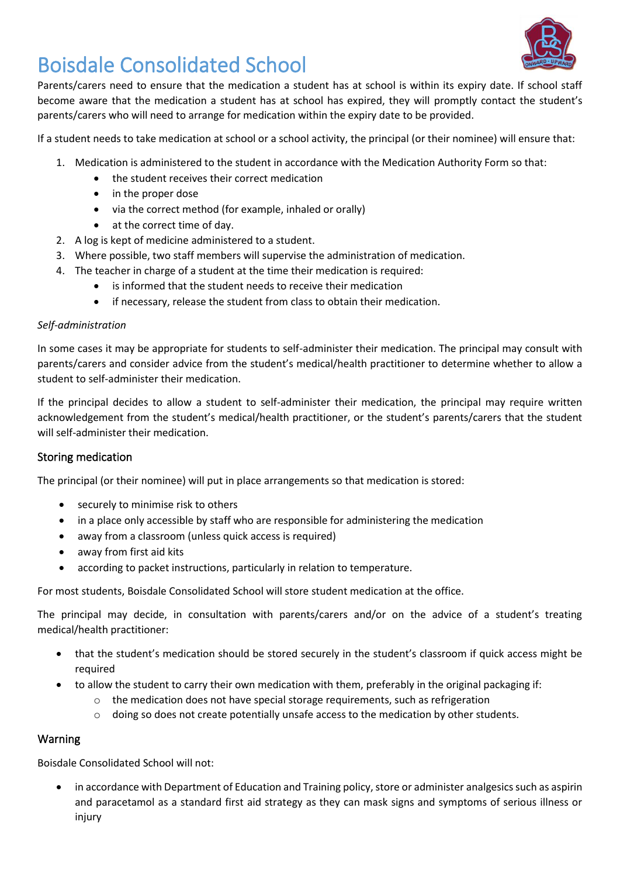# Boisdale Consolidated School

Parents/carers need to ensure that the medication a student has at school is within its expiry date. If school staff become aware that the medication a student has at school has expired, they will promptly contact the student's parents/carers who will need to arrange for medication within the expiry date to be provided.

If a student needs to take medication at school or a school activity, the principal (or their nominee) will ensure that:

1. Medication is administered to the student in accordance with the Medication Authority Form so that:
   - the student receives their correct medication
   - in the proper dose
   - via the correct method (for example, inhaled or orally)
   - at the correct time of day.
2. A log is kept of medicine administered to a student.
3. Where possible, two staff members will supervise the administration of medication.
4. The teacher in charge of a student at the time their medication is required:
   - is informed that the student needs to receive their medication
   - if necessary, release the student from class to obtain their medication.

*Self-administration*

In some cases it may be appropriate for students to self-administer their medication. The principal may consult with parents/carers and consider advice from the student's medical/health practitioner to determine whether to allow a student to self-administer their medication.

If the principal decides to allow a student to self-administer their medication, the principal may require written acknowledgement from the student's medical/health practitioner, or the student's parents/carers that the student will self-administer their medication.

## Storing medication

The principal (or their nominee) will put in place arrangements so that medication is stored:

- securely to minimise risk to others
- in a place only accessible by staff who are responsible for administering the medication
- away from a classroom (unless quick access is required)
- away from first aid kits
- according to packet instructions, particularly in relation to temperature.

For most students, Boisdale Consolidated School will store student medication at the office.

The principal may decide, in consultation with parents/carers and/or on the advice of a student's treating medical/health practitioner:

- that the student's medication should be stored securely in the student's classroom if quick access might be required
- to allow the student to carry their own medication with them, preferably in the original packaging if:
  - the medication does not have special storage requirements, such as refrigeration
  - doing so does not create potentially unsafe access to the medication by other students.

## Warning

Boisdale Consolidated School will not:

- in accordance with Department of Education and Training policy, store or administer analgesics such as aspirin and paracetamol as a standard first aid strategy as they can mask signs and symptoms of serious illness or injury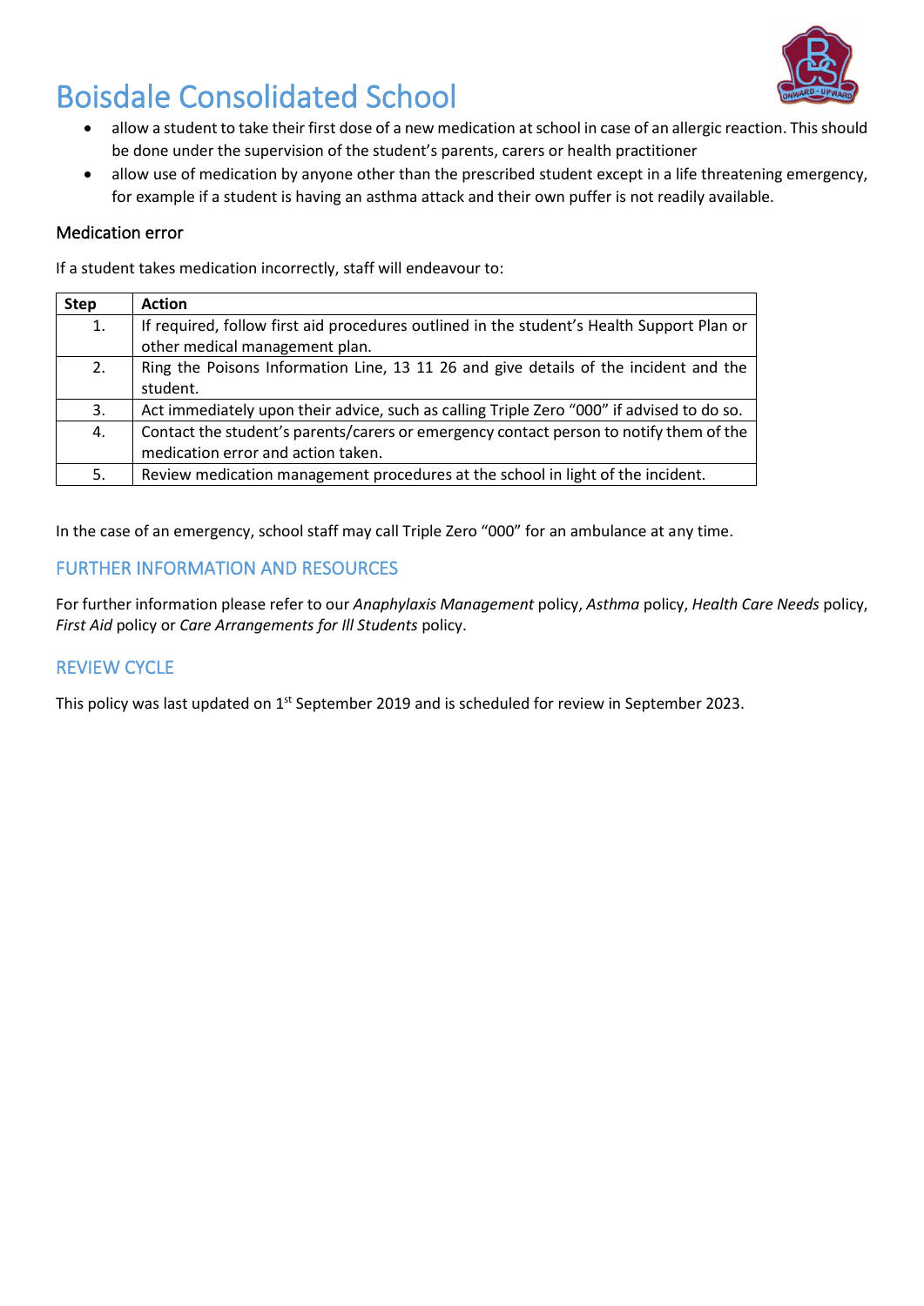- allow a student to take their first dose of a new medication at school in case of an allergic reaction. This should be done under the supervision of the student's parents, carers or health practitioner
- allow use of medication by anyone other than the prescribed student except in a life threatening emergency, for example if a student is having an asthma attack and their own puffer is not readily available.

### Medication error

If a student takes medication incorrectly, staff will endeavour to:

| Step | Action |
|---|---|
| 1. | If required, follow first aid procedures outlined in the student's Health Support Plan or other medical management plan. |
| 2. | Ring the Poisons Information Line, 13 11 26 and give details of the incident and the student. |
| 3. | Act immediately upon their advice, such as calling Triple Zero "000" if advised to do so. |
| 4. | Contact the student's parents/carers or emergency contact person to notify them of the medication error and action taken. |
| 5. | Review medication management procedures at the school in light of the incident. |

In the case of an emergency, school staff may call Triple Zero "000" for an ambulance at any time.

## FURTHER INFORMATION AND RESOURCES

For further information please refer to our *Anaphylaxis Management* policy, *Asthma* policy, *Health Care Needs* policy, *First Aid* policy or *Care Arrangements for Ill Students* policy.

## REVIEW CYCLE

This policy was last updated on 1st September 2019 and is scheduled for review in September 2023.